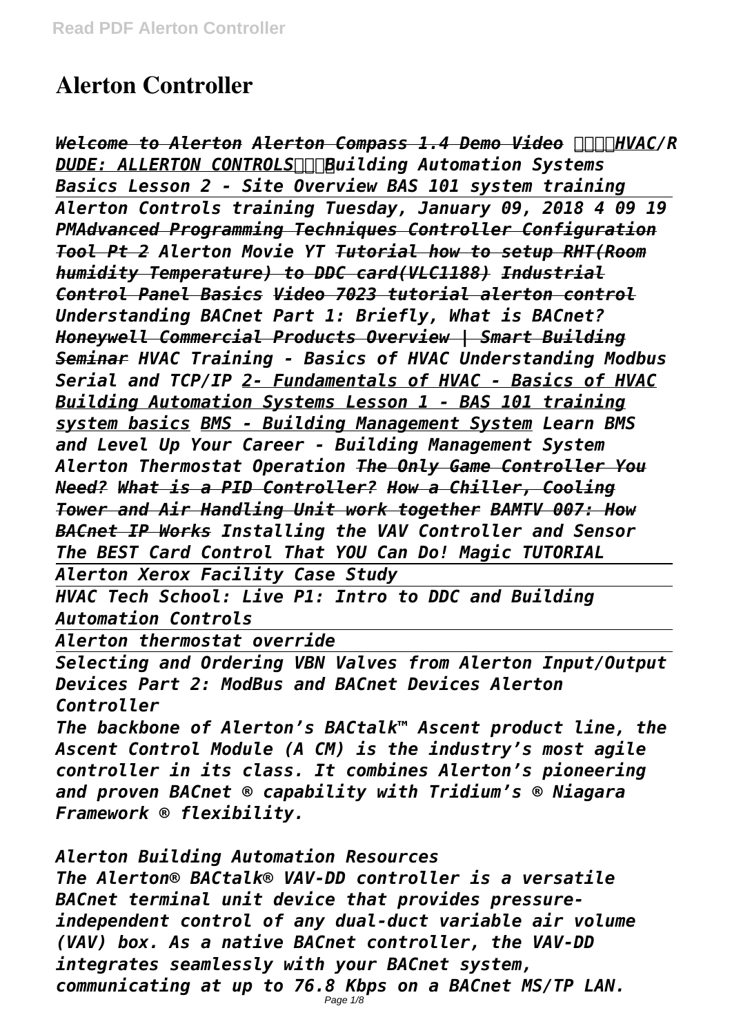# Alerton Controller

*Welcome to Alerton Alerton Compass 1.4 Demo Video ⭐⭐⭐⭐HVAC/R DUDE: ALLERTON CONTROLS⭐⭐⭐Building Automation Systems Basics Lesson 2 - Site Overview BAS 101 system training Alerton Controls training Tuesday, January 09, 2018 4 09 19 PMAdvanced Programming Techniques Controller Configuration Tool Pt 2 Alerton Movie YT Tutorial how to setup RHT(Room humidity Temperature) to DDC card(VLC1188) Industrial Control Panel Basics Video 7023 tutorial alerton control Understanding BACnet Part 1: Briefly, What is BACnet? Honeywell Commercial Products Overview | Smart Building Seminar HVAC Training - Basics of HVAC Understanding Modbus Serial and TCP/IP 2- Fundamentals of HVAC - Basics of HVAC Building Automation Systems Lesson 1 - BAS 101 training system basics BMS - Building Management System Learn BMS and Level Up Your Career - Building Management System Alerton Thermostat Operation The Only Game Controller You Need? What is a PID Controller? How a Chiller, Cooling Tower and Air Handling Unit work together BAMTV 007: How BACnet IP Works Installing the VAV Controller and Sensor The BEST Card Control That YOU Can Do! Magic TUTORIAL*

*Alerton Xerox Facility Case Study*

*HVAC Tech School: Live P1: Intro to DDC and Building Automation Controls*

*Alerton thermostat override*

*Selecting and Ordering VBN Valves from Alerton Input/Output Devices Part 2: ModBus and BACnet Devices Alerton Controller*

*The backbone of Alerton's BACtalk™ Ascent product line, the Ascent Control Module (A CM) is the industry's most agile controller in its class. It combines Alerton's pioneering and proven BACnet ® capability with Tridium's ® Niagara Framework ® flexibility.*

*Alerton Building Automation Resources*

*The Alerton® BACtalk® VAV-DD controller is a versatile BACnet terminal unit device that provides pressure-independent control of any dual-duct variable air volume (VAV) box. As a native BACnet controller, the VAV-DD integrates seamlessly with your BACnet system, communicating at up to 76.8 Kbps on a BACnet MS/TP LAN.*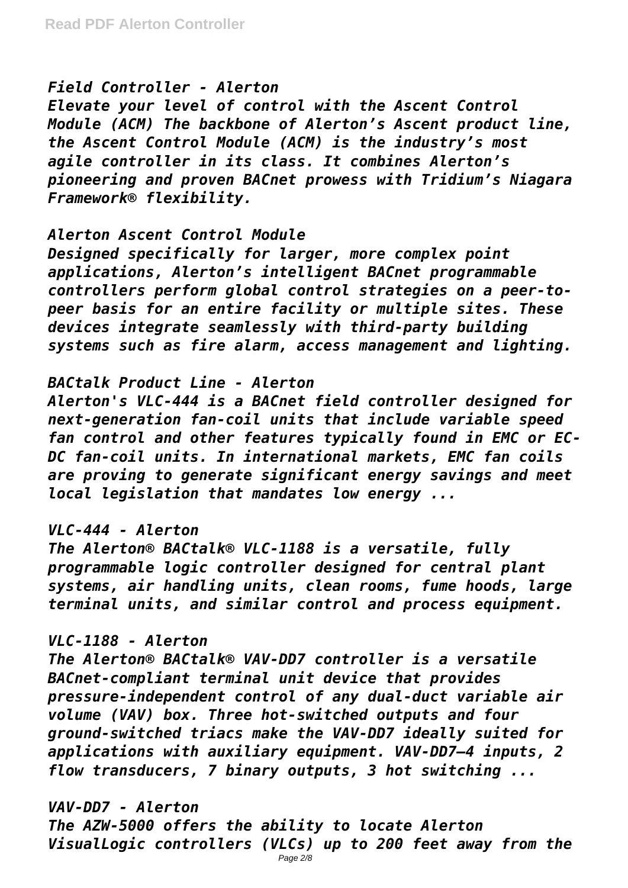*Field Controller - Alerton*

*Elevate your level of control with the Ascent Control Module (ACM) The backbone of Alerton's Ascent product line, the Ascent Control Module (ACM) is the industry's most agile controller in its class. It combines Alerton's pioneering and proven BACnet prowess with Tridium's Niagara Framework® flexibility.*

*Alerton Ascent Control Module*

*Designed specifically for larger, more complex point applications, Alerton's intelligent BACnet programmable controllers perform global control strategies on a peer-to-peer basis for an entire facility or multiple sites. These devices integrate seamlessly with third-party building systems such as fire alarm, access management and lighting.*

*BACtalk Product Line - Alerton*

*Alerton's VLC-444 is a BACnet field controller designed for next-generation fan-coil units that include variable speed fan control and other features typically found in EMC or EC-DC fan-coil units. In international markets, EMC fan coils are proving to generate significant energy savings and meet local legislation that mandates low energy ...*

*VLC-444 - Alerton*

*The Alerton® BACtalk® VLC-1188 is a versatile, fully programmable logic controller designed for central plant systems, air handling units, clean rooms, fume hoods, large terminal units, and similar control and process equipment.*

*VLC-1188 - Alerton*

*The Alerton® BACtalk® VAV-DD7 controller is a versatile BACnet-compliant terminal unit device that provides pressure-independent control of any dual-duct variable air volume (VAV) box. Three hot-switched outputs and four ground-switched triacs make the VAV-DD7 ideally suited for applications with auxiliary equipment. VAV-DD7—4 inputs, 2 flow transducers, 7 binary outputs, 3 hot switching ...*

*VAV-DD7 - Alerton*

*The AZW-5000 offers the ability to locate Alerton VisualLogic controllers (VLCs) up to 200 feet away from the*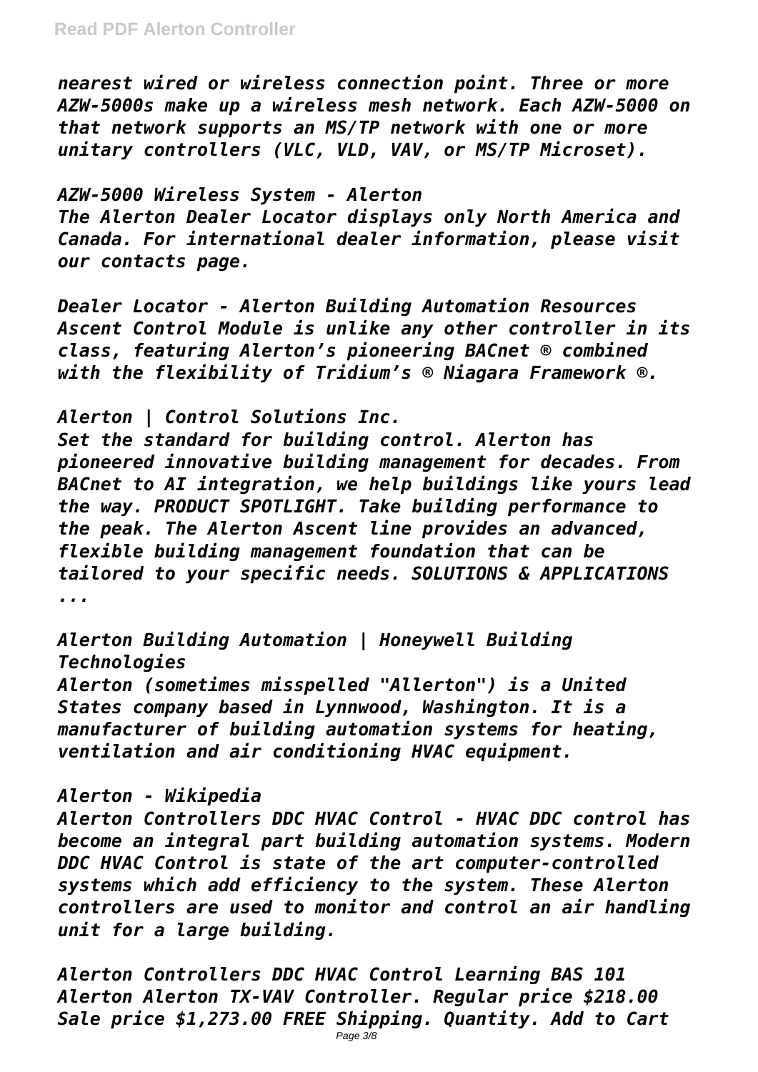*nearest wired or wireless connection point. Three or more AZW-5000s make up a wireless mesh network. Each AZW-5000 on that network supports an MS/TP network with one or more unitary controllers (VLC, VLD, VAV, or MS/TP Microset).*

*AZW-5000 Wireless System - Alerton*
*The Alerton Dealer Locator displays only North America and Canada. For international dealer information, please visit our contacts page.*

*Dealer Locator - Alerton Building Automation Resources*
*Ascent Control Module is unlike any other controller in its class, featuring Alerton's pioneering BACnet ® combined with the flexibility of Tridium's ® Niagara Framework ®.*

*Alerton | Control Solutions Inc.*
*Set the standard for building control. Alerton has pioneered innovative building management for decades. From BACnet to AI integration, we help buildings like yours lead the way. PRODUCT SPOTLIGHT. Take building performance to the peak. The Alerton Ascent line provides an advanced, flexible building management foundation that can be tailored to your specific needs. SOLUTIONS & APPLICATIONS ...*

*Alerton Building Automation | Honeywell Building Technologies*
*Alerton (sometimes misspelled "Allerton") is a United States company based in Lynnwood, Washington. It is a manufacturer of building automation systems for heating, ventilation and air conditioning HVAC equipment.*

*Alerton - Wikipedia*
*Alerton Controllers DDC HVAC Control - HVAC DDC control has become an integral part building automation systems. Modern DDC HVAC Control is state of the art computer-controlled systems which add efficiency to the system. These Alerton controllers are used to monitor and control an air handling unit for a large building.*

*Alerton Controllers DDC HVAC Control Learning BAS 101*
*Alerton Alerton TX-VAV Controller. Regular price $218.00 Sale price $1,273.00 FREE Shipping. Quantity. Add to Cart*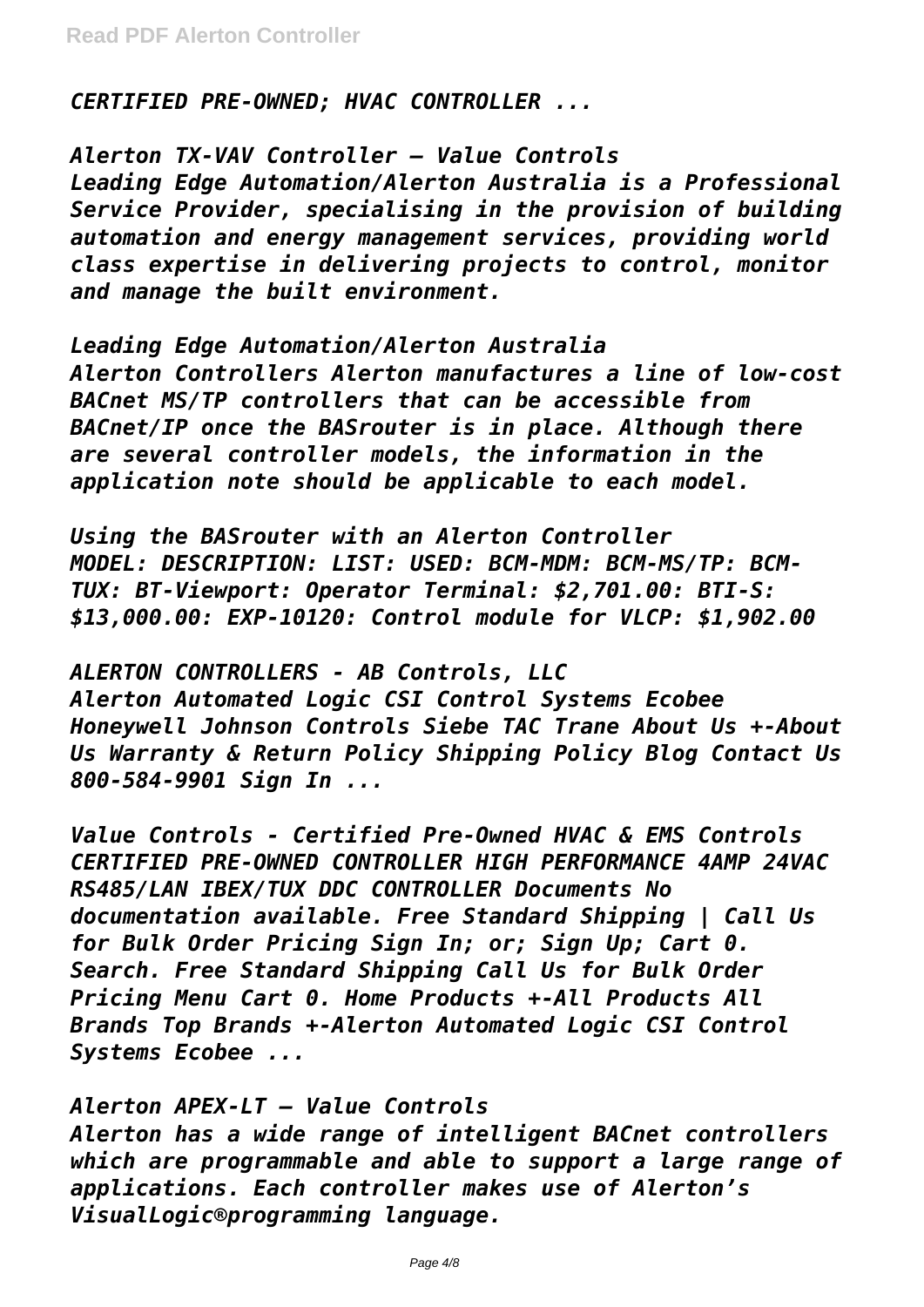*CERTIFIED PRE-OWNED; HVAC CONTROLLER ...*

*Alerton TX-VAV Controller – Value Controls*
*Leading Edge Automation/Alerton Australia is a Professional Service Provider, specialising in the provision of building automation and energy management services, providing world class expertise in delivering projects to control, monitor and manage the built environment.*

*Leading Edge Automation/Alerton Australia*
*Alerton Controllers Alerton manufactures a line of low-cost BACnet MS/TP controllers that can be accessible from BACnet/IP once the BASrouter is in place. Although there are several controller models, the information in the application note should be applicable to each model.*

*Using the BASrouter with an Alerton Controller*
*MODEL: DESCRIPTION: LIST: USED: BCM-MDM: BCM-MS/TP: BCM-TUX: BT-Viewport: Operator Terminal: $2,701.00: BTI-S: $13,000.00: EXP-10120: Control module for VLCP: $1,902.00*

*ALERTON CONTROLLERS - AB Controls, LLC*
*Alerton Automated Logic CSI Control Systems Ecobee Honeywell Johnson Controls Siebe TAC Trane About Us +-About Us Warranty & Return Policy Shipping Policy Blog Contact Us 800-584-9901 Sign In ...*

*Value Controls - Certified Pre-Owned HVAC & EMS Controls*
*CERTIFIED PRE-OWNED CONTROLLER HIGH PERFORMANCE 4AMP 24VAC RS485/LAN IBEX/TUX DDC CONTROLLER Documents No documentation available. Free Standard Shipping | Call Us for Bulk Order Pricing Sign In; or; Sign Up; Cart 0. Search. Free Standard Shipping Call Us for Bulk Order Pricing Menu Cart 0. Home Products +-All Products All Brands Top Brands +-Alerton Automated Logic CSI Control Systems Ecobee ...*

*Alerton APEX-LT – Value Controls*
*Alerton has a wide range of intelligent BACnet controllers which are programmable and able to support a large range of applications. Each controller makes use of Alerton's VisualLogic®programming language.*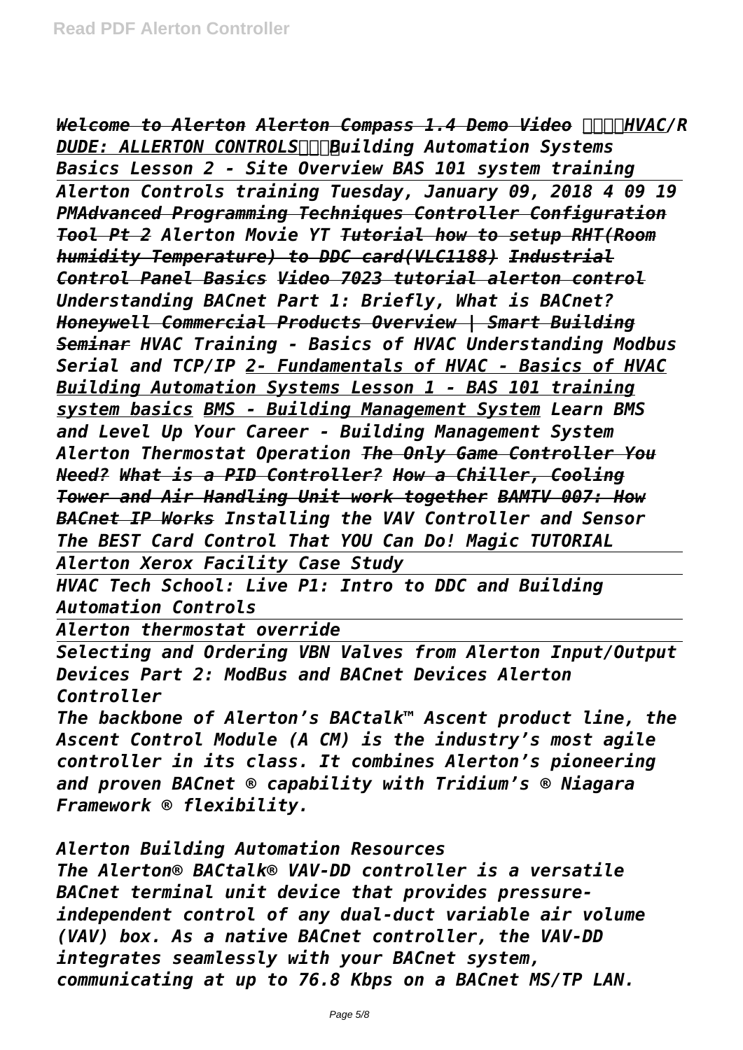*Welcome to Alerton Alerton Compass 1.4 Demo Video HVAC/R DUDE: ALLERTON CONTROLS Building Automation Systems Basics Lesson 2 - Site Overview BAS 101 system training Alerton Controls training Tuesday, January 09, 2018 4 09 19 PMAdvanced Programming Techniques Controller Configuration Tool Pt 2 Alerton Movie YT Tutorial how to setup RHT(Room humidity Temperature) to DDC card(VLC1188) Industrial Control Panel Basics Video 7023 tutorial alerton control Understanding BACnet Part 1: Briefly, What is BACnet? Honeywell Commercial Products Overview | Smart Building Seminar HVAC Training - Basics of HVAC Understanding Modbus Serial and TCP/IP 2- Fundamentals of HVAC - Basics of HVAC Building Automation Systems Lesson 1 - BAS 101 training system basics BMS - Building Management System Learn BMS and Level Up Your Career - Building Management System Alerton Thermostat Operation The Only Game Controller You Need? What is a PID Controller? How a Chiller, Cooling Tower and Air Handling Unit work together BAMTV 007: How BACnet IP Works Installing the VAV Controller and Sensor The BEST Card Control That YOU Can Do! Magic TUTORIAL*

*Alerton Xerox Facility Case Study*

*HVAC Tech School: Live P1: Intro to DDC and Building Automation Controls*

*Alerton thermostat override*

*Selecting and Ordering VBN Valves from Alerton Input/Output Devices Part 2: ModBus and BACnet Devices Alerton Controller*

*The backbone of Alerton's BACtalk™ Ascent product line, the Ascent Control Module (A CM) is the industry's most agile controller in its class. It combines Alerton's pioneering and proven BACnet ® capability with Tridium's ® Niagara Framework ® flexibility.*

*Alerton Building Automation Resources*

*The Alerton® BACtalk® VAV-DD controller is a versatile BACnet terminal unit device that provides pressure-independent control of any dual-duct variable air volume (VAV) box. As a native BACnet controller, the VAV-DD integrates seamlessly with your BACnet system, communicating at up to 76.8 Kbps on a BACnet MS/TP LAN.*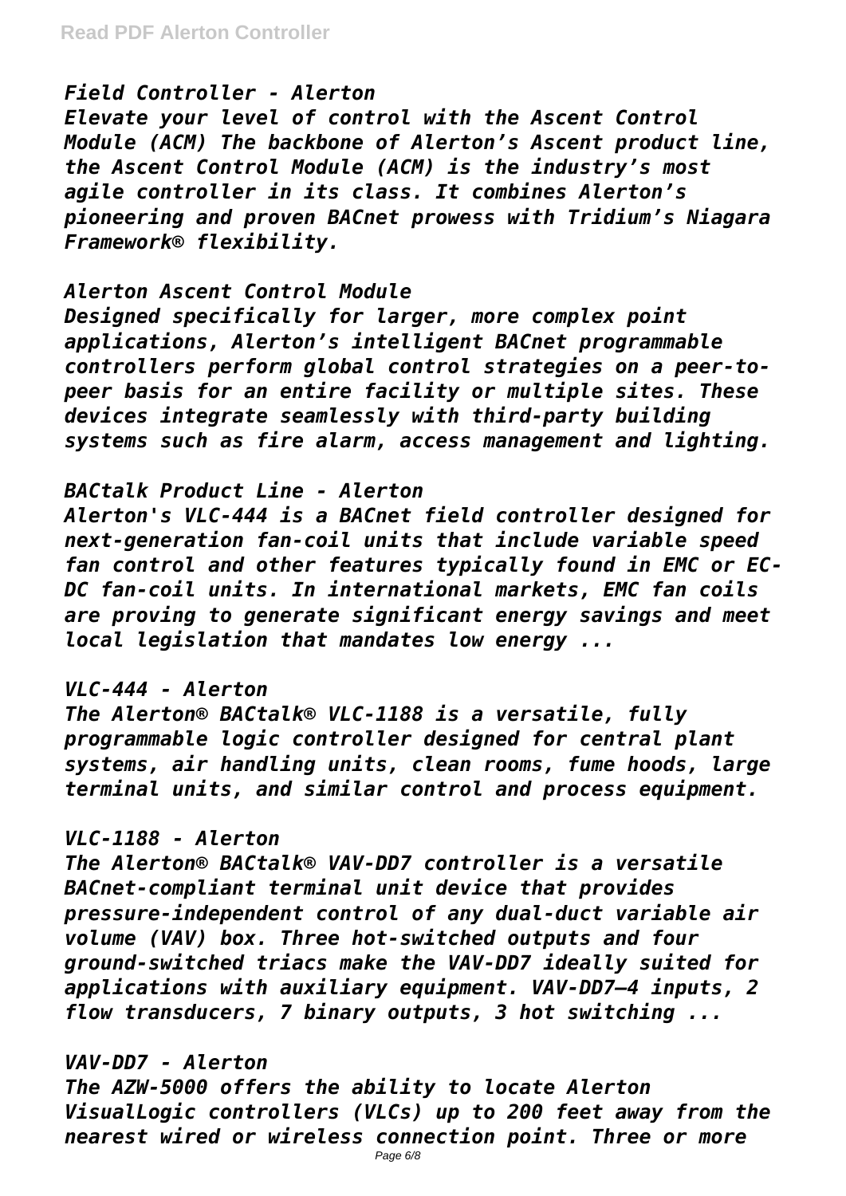*Field Controller - Alerton*

*Elevate your level of control with the Ascent Control Module (ACM) The backbone of Alerton's Ascent product line, the Ascent Control Module (ACM) is the industry's most agile controller in its class. It combines Alerton's pioneering and proven BACnet prowess with Tridium's Niagara Framework® flexibility.*

*Alerton Ascent Control Module*

*Designed specifically for larger, more complex point applications, Alerton's intelligent BACnet programmable controllers perform global control strategies on a peer-to-peer basis for an entire facility or multiple sites. These devices integrate seamlessly with third-party building systems such as fire alarm, access management and lighting.*

*BACtalk Product Line - Alerton*

*Alerton's VLC-444 is a BACnet field controller designed for next-generation fan-coil units that include variable speed fan control and other features typically found in EMC or EC-DC fan-coil units. In international markets, EMC fan coils are proving to generate significant energy savings and meet local legislation that mandates low energy ...*

*VLC-444 - Alerton*

*The Alerton® BACtalk® VLC-1188 is a versatile, fully programmable logic controller designed for central plant systems, air handling units, clean rooms, fume hoods, large terminal units, and similar control and process equipment.*

*VLC-1188 - Alerton*

*The Alerton® BACtalk® VAV-DD7 controller is a versatile BACnet-compliant terminal unit device that provides pressure-independent control of any dual-duct variable air volume (VAV) box. Three hot-switched outputs and four ground-switched triacs make the VAV-DD7 ideally suited for applications with auxiliary equipment. VAV-DD7—4 inputs, 2 flow transducers, 7 binary outputs, 3 hot switching ...*

*VAV-DD7 - Alerton*

*The AZW-5000 offers the ability to locate Alerton VisualLogic controllers (VLCs) up to 200 feet away from the nearest wired or wireless connection point. Three or more*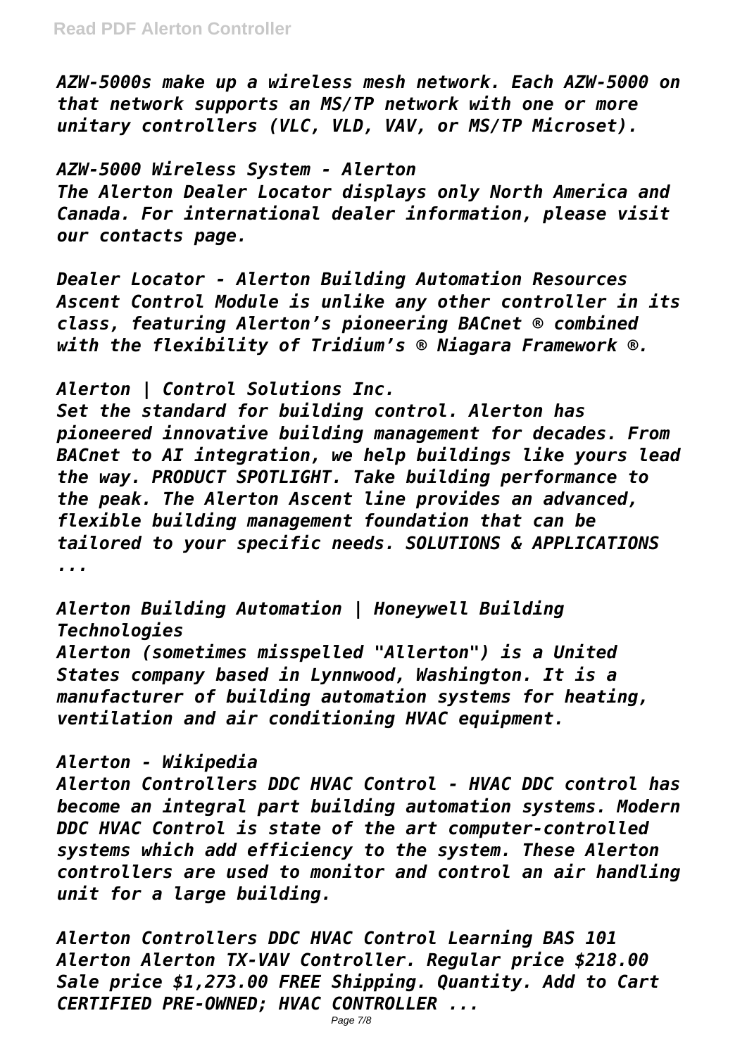*AZW-5000s make up a wireless mesh network. Each AZW-5000 on that network supports an MS/TP network with one or more unitary controllers (VLC, VLD, VAV, or MS/TP Microset).*

*AZW-5000 Wireless System - Alerton*
*The Alerton Dealer Locator displays only North America and Canada. For international dealer information, please visit our contacts page.*

*Dealer Locator - Alerton Building Automation Resources*
*Ascent Control Module is unlike any other controller in its class, featuring Alerton's pioneering BACnet ® combined with the flexibility of Tridium's ® Niagara Framework ®.*

*Alerton | Control Solutions Inc.*
*Set the standard for building control. Alerton has pioneered innovative building management for decades. From BACnet to AI integration, we help buildings like yours lead the way. PRODUCT SPOTLIGHT. Take building performance to the peak. The Alerton Ascent line provides an advanced, flexible building management foundation that can be tailored to your specific needs. SOLUTIONS & APPLICATIONS ...*

*Alerton Building Automation | Honeywell Building Technologies*
*Alerton (sometimes misspelled "Allerton") is a United States company based in Lynnwood, Washington. It is a manufacturer of building automation systems for heating, ventilation and air conditioning HVAC equipment.*

*Alerton - Wikipedia*
*Alerton Controllers DDC HVAC Control - HVAC DDC control has become an integral part building automation systems. Modern DDC HVAC Control is state of the art computer-controlled systems which add efficiency to the system. These Alerton controllers are used to monitor and control an air handling unit for a large building.*

*Alerton Controllers DDC HVAC Control Learning BAS 101*
*Alerton Alerton TX-VAV Controller. Regular price $218.00 Sale price $1,273.00 FREE Shipping. Quantity. Add to Cart CERTIFIED PRE-OWNED; HVAC CONTROLLER ...*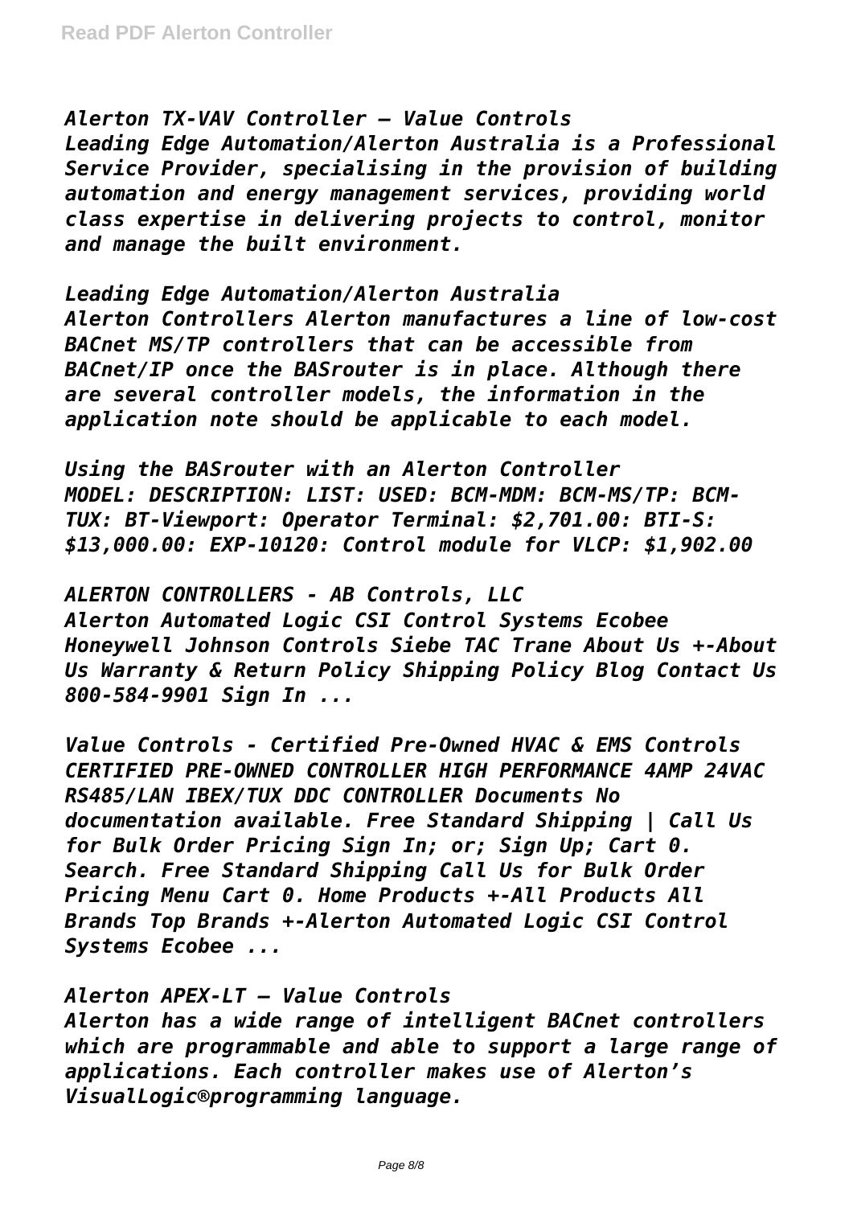*Alerton TX-VAV Controller – Value Controls*
*Leading Edge Automation/Alerton Australia is a Professional Service Provider, specialising in the provision of building automation and energy management services, providing world class expertise in delivering projects to control, monitor and manage the built environment.*

*Leading Edge Automation/Alerton Australia*
*Alerton Controllers Alerton manufactures a line of low-cost BACnet MS/TP controllers that can be accessible from BACnet/IP once the BASrouter is in place. Although there are several controller models, the information in the application note should be applicable to each model.*

*Using the BASrouter with an Alerton Controller*
*MODEL: DESCRIPTION: LIST: USED: BCM-MDM: BCM-MS/TP: BCM-TUX: BT-Viewport: Operator Terminal: $2,701.00: BTI-S: $13,000.00: EXP-10120: Control module for VLCP: $1,902.00*

*ALERTON CONTROLLERS - AB Controls, LLC*
*Alerton Automated Logic CSI Control Systems Ecobee Honeywell Johnson Controls Siebe TAC Trane About Us +-About Us Warranty & Return Policy Shipping Policy Blog Contact Us 800-584-9901 Sign In ...*

*Value Controls - Certified Pre-Owned HVAC & EMS Controls*
*CERTIFIED PRE-OWNED CONTROLLER HIGH PERFORMANCE 4AMP 24VAC RS485/LAN IBEX/TUX DDC CONTROLLER Documents No documentation available. Free Standard Shipping | Call Us for Bulk Order Pricing Sign In; or; Sign Up; Cart 0. Search. Free Standard Shipping Call Us for Bulk Order Pricing Menu Cart 0. Home Products +-All Products All Brands Top Brands +-Alerton Automated Logic CSI Control Systems Ecobee ...*

*Alerton APEX-LT – Value Controls*
*Alerton has a wide range of intelligent BACnet controllers which are programmable and able to support a large range of applications. Each controller makes use of Alerton's VisualLogic®programming language.*